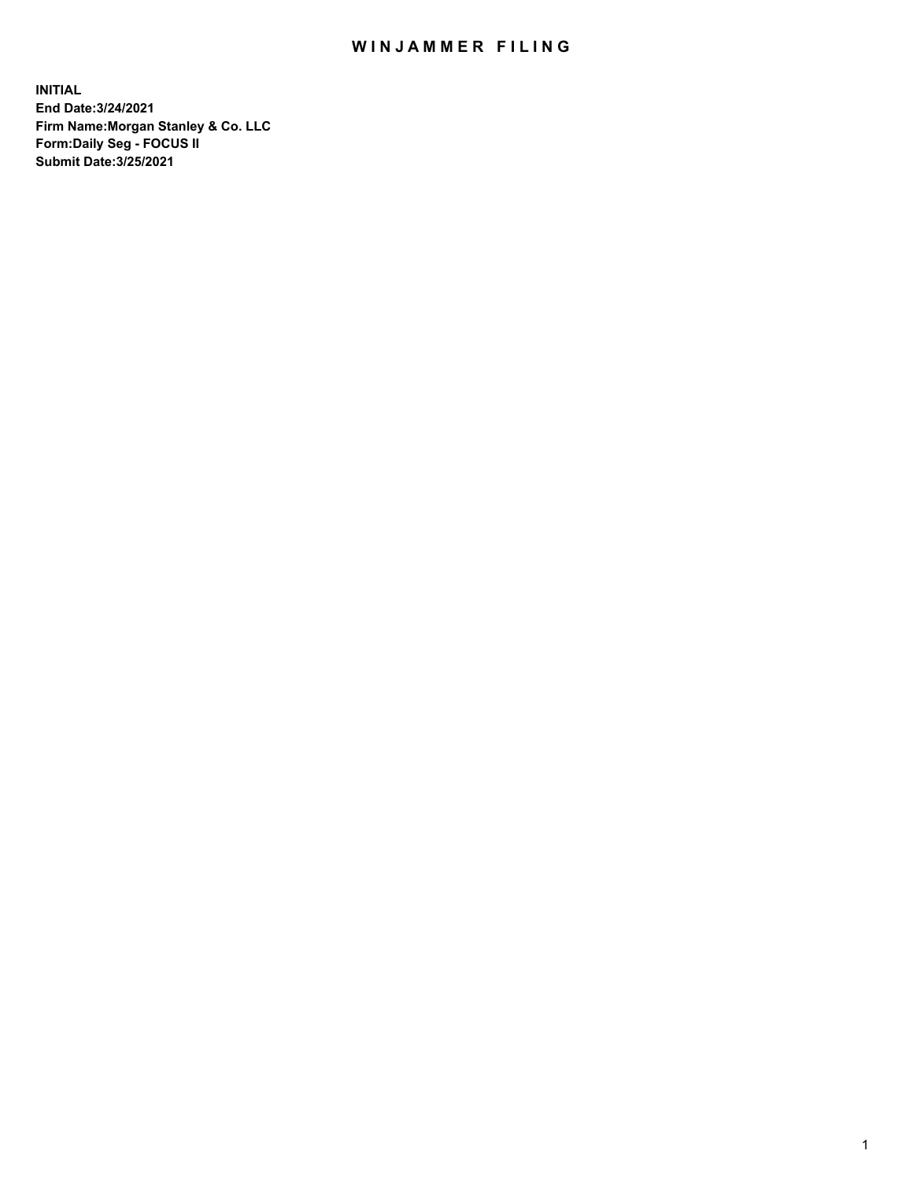# WINJAMMER FILING

**INITIAL**
**End Date:3/24/2021**
**Firm Name:Morgan Stanley & Co. LLC**
**Form:Daily Seg - FOCUS II**
**Submit Date:3/25/2021**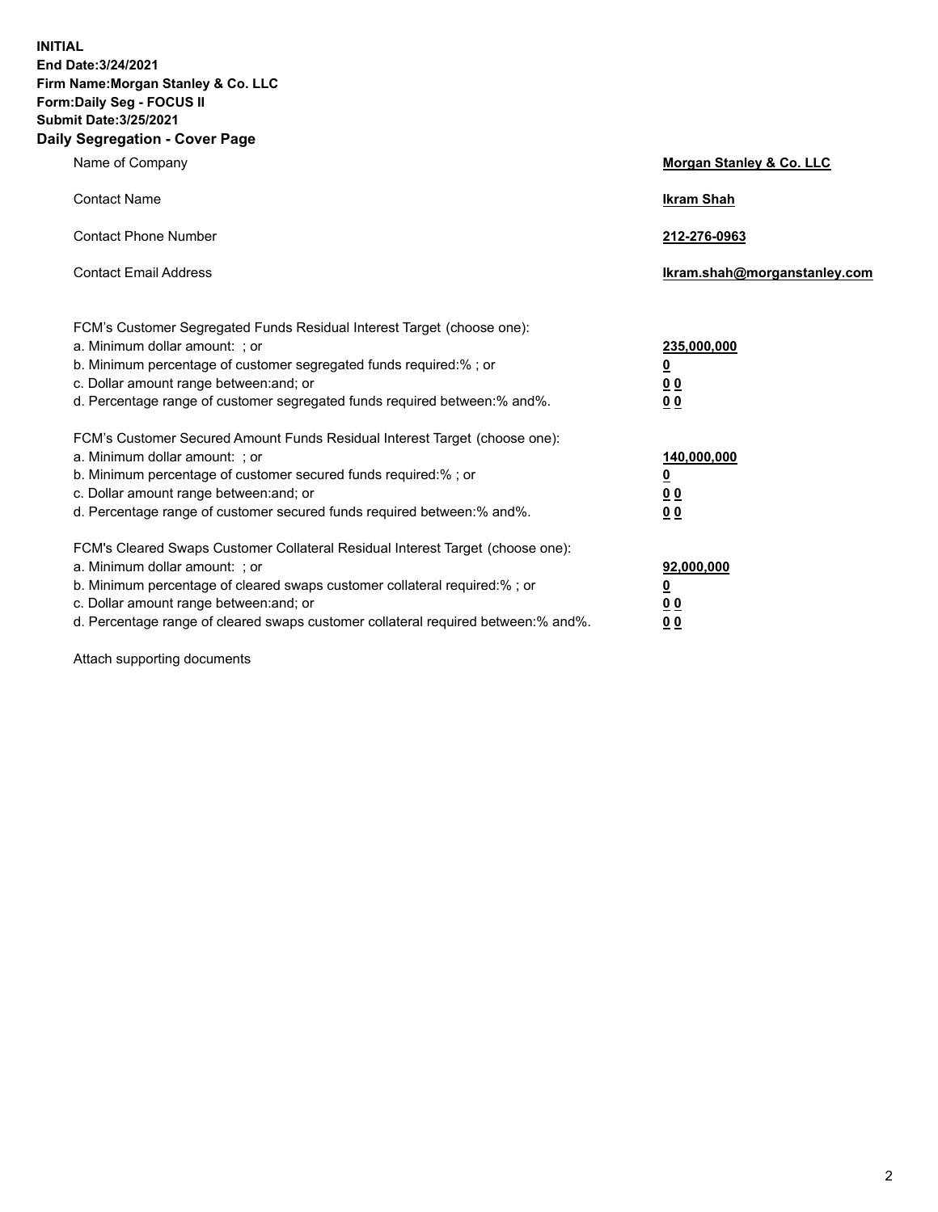**INITIAL**
**End Date:3/24/2021**
**Firm Name:Morgan Stanley & Co. LLC**
**Form:Daily Seg - FOCUS II**
**Submit Date:3/25/2021**

## Daily Segregation - Cover Page

| | |
|---|---|
| Name of Company | **Morgan Stanley & Co. LLC** |
| Contact Name | **Ikram Shah** |
| Contact Phone Number | **212-276-0963** |
| Contact Email Address | **Ikram.shah@morganstanley.com** |

| | |
|---|---|
| FCM's Customer Segregated Funds Residual Interest Target (choose one): | |
| a. Minimum dollar amount: ; or | **235,000,000** |
| b. Minimum percentage of customer segregated funds required:% ; or | **0** |
| c. Dollar amount range between:and; or | **0 0** |
| d. Percentage range of customer segregated funds required between:% and%. | **0 0** |
| FCM's Customer Secured Amount Funds Residual Interest Target (choose one): | |
| a. Minimum dollar amount: ; or | **140,000,000** |
| b. Minimum percentage of customer secured funds required:% ; or | **0** |
| c. Dollar amount range between:and; or | **0 0** |
| d. Percentage range of customer secured funds required between:% and%. | **0 0** |
| FCM's Cleared Swaps Customer Collateral Residual Interest Target (choose one): | |
| a. Minimum dollar amount: ; or | **92,000,000** |
| b. Minimum percentage of cleared swaps customer collateral required:% ; or | **0** |
| c. Dollar amount range between:and; or | **0 0** |
| d. Percentage range of cleared swaps customer collateral required between:% and%. | **0 0** |

Attach supporting documents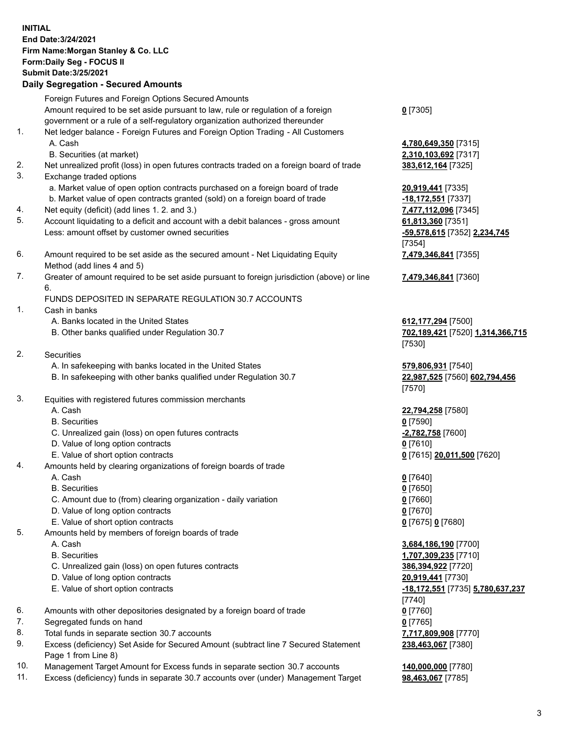**INITIAL**
**End Date:3/24/2021**
**Firm Name:Morgan Stanley & Co. LLC**
**Form:Daily Seg - FOCUS II**
**Submit Date:3/25/2021**

## Daily Segregation - Secured Amounts

| | | |
|---|---|---|
| | Foreign Futures and Foreign Options Secured Amounts | |
| | Amount required to be set aside pursuant to law, rule or regulation of a foreign government or a rule of a self-regulatory organization authorized thereunder | **0** [7305] |
| 1. | Net ledger balance - Foreign Futures and Foreign Option Trading - All Customers | |
| | A. Cash | **4,780,649,350** [7315] |
| | B. Securities (at market) | **2,310,103,692** [7317] |
| 2. | Net unrealized profit (loss) in open futures contracts traded on a foreign board of trade | **383,612,164** [7325] |
| 3. | Exchange traded options | |
| | a. Market value of open option contracts purchased on a foreign board of trade | **20,919,441** [7335] |
| | b. Market value of open contracts granted (sold) on a foreign board of trade | **-18,172,551** [7337] |
| 4. | Net equity (deficit) (add lines 1. 2. and 3.) | **7,477,112,096** [7345] |
| 5. | Account liquidating to a deficit and account with a debit balances - gross amount | **61,813,360** [7351] |
| | Less: amount offset by customer owned securities | **-59,578,615** [7352] **2,234,745** [7354] |
| 6. | Amount required to be set aside as the secured amount - Net Liquidating Equity Method (add lines 4 and 5) | **7,479,346,841** [7355] |
| 7. | Greater of amount required to be set aside pursuant to foreign jurisdiction (above) or line 6. | **7,479,346,841** [7360] |
| | FUNDS DEPOSITED IN SEPARATE REGULATION 30.7 ACCOUNTS | |
| 1. | Cash in banks | |
| | A. Banks located in the United States | **612,177,294** [7500] |
| | B. Other banks qualified under Regulation 30.7 | **702,189,421** [7520] **1,314,366,715** [7530] |
| 2. | Securities | |
| | A. In safekeeping with banks located in the United States | **579,806,931** [7540] |
| | B. In safekeeping with other banks qualified under Regulation 30.7 | **22,987,525** [7560] **602,794,456** [7570] |
| 3. | Equities with registered futures commission merchants | |
| | A. Cash | **22,794,258** [7580] |
| | B. Securities | **0** [7590] |
| | C. Unrealized gain (loss) on open futures contracts | **-2,782,758** [7600] |
| | D. Value of long option contracts | **0** [7610] |
| | E. Value of short option contracts | **0** [7615] **20,011,500** [7620] |
| 4. | Amounts held by clearing organizations of foreign boards of trade | |
| | A. Cash | **0** [7640] |
| | B. Securities | **0** [7650] |
| | C. Amount due to (from) clearing organization - daily variation | **0** [7660] |
| | D. Value of long option contracts | **0** [7670] |
| | E. Value of short option contracts | **0** [7675] **0** [7680] |
| 5. | Amounts held by members of foreign boards of trade | |
| | A. Cash | **3,684,186,190** [7700] |
| | B. Securities | **1,707,309,235** [7710] |
| | C. Unrealized gain (loss) on open futures contracts | **386,394,922** [7720] |
| | D. Value of long option contracts | **20,919,441** [7730] |
| | E. Value of short option contracts | **-18,172,551** [7735] **5,780,637,237** [7740] |
| 6. | Amounts with other depositories designated by a foreign board of trade | **0** [7760] |
| 7. | Segregated funds on hand | **0** [7765] |
| 8. | Total funds in separate section 30.7 accounts | **7,717,809,908** [7770] |
| 9. | Excess (deficiency) Set Aside for Secured Amount (subtract line 7 Secured Statement Page 1 from Line 8) | **238,463,067** [7380] |
| 10. | Management Target Amount for Excess funds in separate section 30.7 accounts | **140,000,000** [7780] |
| 11. | Excess (deficiency) funds in separate 30.7 accounts over (under) Management Target | **98,463,067** [7785] |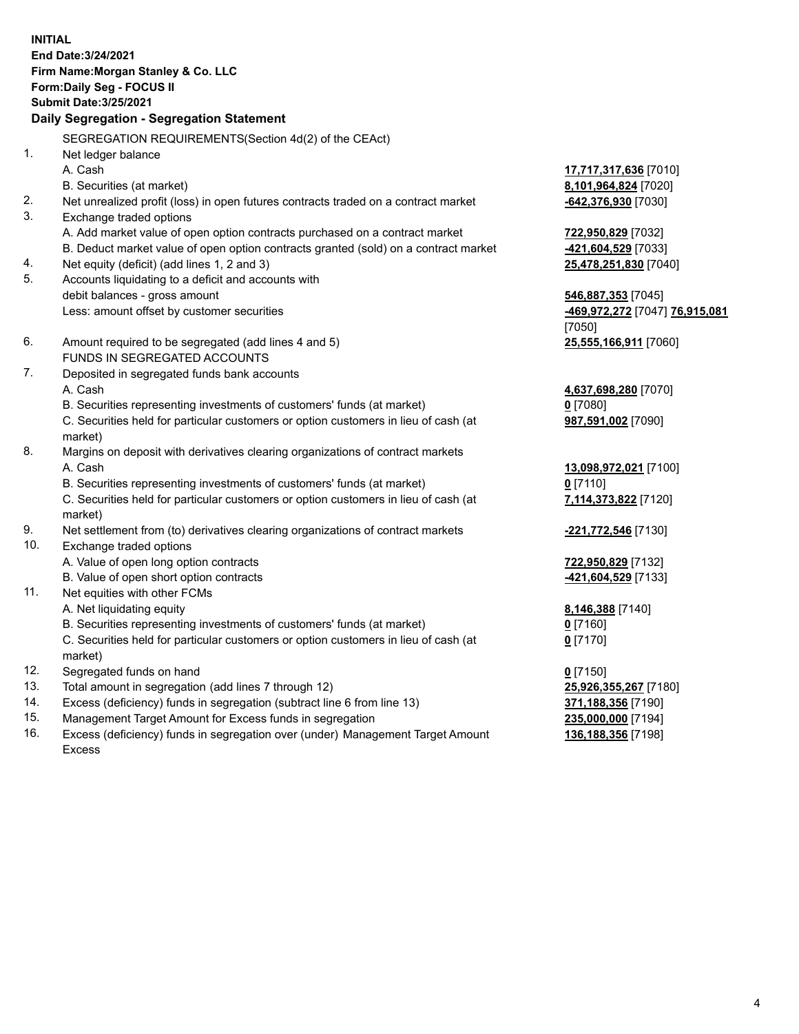**INITIAL**
**End Date:3/24/2021**
**Firm Name:Morgan Stanley & Co. LLC**
**Form:Daily Seg - FOCUS II**
**Submit Date:3/25/2021**

**Daily Segregation - Segregation Statement**

SEGREGATION REQUIREMENTS(Section 4d(2) of the CEAct)

| | | |
|---|---|---|
| 1. | Net ledger balance | |
| | A. Cash | **17,717,317,636** [7010] |
| | B. Securities (at market) | **8,101,964,824** [7020] |
| 2. | Net unrealized profit (loss) in open futures contracts traded on a contract market | **-642,376,930** [7030] |
| 3. | Exchange traded options | |
| | A. Add market value of open option contracts purchased on a contract market | **722,950,829** [7032] |
| | B. Deduct market value of open option contracts granted (sold) on a contract market | **-421,604,529** [7033] |
| 4. | Net equity (deficit) (add lines 1, 2 and 3) | **25,478,251,830** [7040] |
| 5. | Accounts liquidating to a deficit and accounts with debit balances - gross amount | **546,887,353** [7045] |
| | Less: amount offset by customer securities | **-469,972,272** [7047] **76,915,081** [7050] |
| 6. | Amount required to be segregated (add lines 4 and 5) | **25,555,166,911** [7060] |
| | FUNDS IN SEGREGATED ACCOUNTS | |
| 7. | Deposited in segregated funds bank accounts | |
| | A. Cash | **4,637,698,280** [7070] |
| | B. Securities representing investments of customers' funds (at market) | **0** [7080] |
| | C. Securities held for particular customers or option customers in lieu of cash (at market) | **987,591,002** [7090] |
| 8. | Margins on deposit with derivatives clearing organizations of contract markets | |
| | A. Cash | **13,098,972,021** [7100] |
| | B. Securities representing investments of customers' funds (at market) | **0** [7110] |
| | C. Securities held for particular customers or option customers in lieu of cash (at market) | **7,114,373,822** [7120] |
| 9. | Net settlement from (to) derivatives clearing organizations of contract markets | **-221,772,546** [7130] |
| 10. | Exchange traded options | |
| | A. Value of open long option contracts | **722,950,829** [7132] |
| | B. Value of open short option contracts | **-421,604,529** [7133] |
| 11. | Net equities with other FCMs | |
| | A. Net liquidating equity | **8,146,388** [7140] |
| | B. Securities representing investments of customers' funds (at market) | **0** [7160] |
| | C. Securities held for particular customers or option customers in lieu of cash (at market) | **0** [7170] |
| 12. | Segregated funds on hand | **0** [7150] |
| 13. | Total amount in segregation (add lines 7 through 12) | **25,926,355,267** [7180] |
| 14. | Excess (deficiency) funds in segregation (subtract line 6 from line 13) | **371,188,356** [7190] |
| 15. | Management Target Amount for Excess funds in segregation | **235,000,000** [7194] |
| 16. | Excess (deficiency) funds in segregation over (under) Management Target Amount Excess | **136,188,356** [7198] |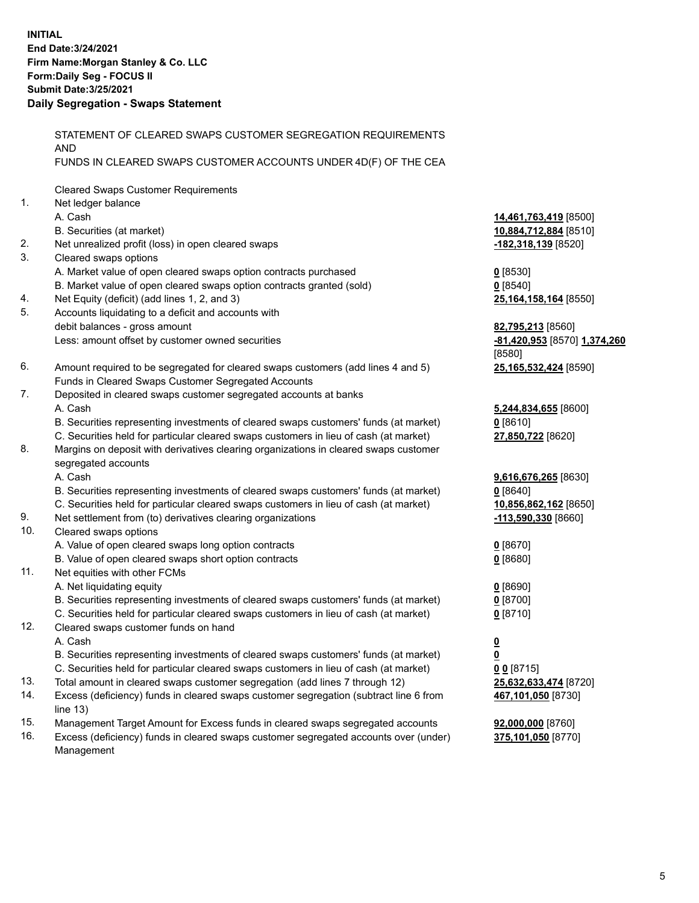**INITIAL**
**End Date:3/24/2021**
**Firm Name:Morgan Stanley & Co. LLC**
**Form:Daily Seg - FOCUS II**
**Submit Date:3/25/2021**
**Daily Segregation - Swaps Statement**

STATEMENT OF CLEARED SWAPS CUSTOMER SEGREGATION REQUIREMENTS AND
FUNDS IN CLEARED SWAPS CUSTOMER ACCOUNTS UNDER 4D(F) OF THE CEA

| | | |
|---|---|---|
| | Cleared Swaps Customer Requirements | |
| 1. | Net ledger balance | |
| | A. Cash | **14,461,763,419** [8500] |
| | B. Securities (at market) | **10,884,712,884** [8510] |
| 2. | Net unrealized profit (loss) in open cleared swaps | **-182,318,139** [8520] |
| 3. | Cleared swaps options | |
| | A. Market value of open cleared swaps option contracts purchased | **0** [8530] |
| | B. Market value of open cleared swaps option contracts granted (sold) | **0** [8540] |
| 4. | Net Equity (deficit) (add lines 1, 2, and 3) | **25,164,158,164** [8550] |
| 5. | Accounts liquidating to a deficit and accounts with debit balances - gross amount | **82,795,213** [8560] |
| | Less: amount offset by customer owned securities | **-81,420,953** [8570] **1,374,260** [8580] |
| 6. | Amount required to be segregated for cleared swaps customers (add lines 4 and 5) | **25,165,532,424** [8590] |
| | Funds in Cleared Swaps Customer Segregated Accounts | |
| 7. | Deposited in cleared swaps customer segregated accounts at banks | |
| | A. Cash | **5,244,834,655** [8600] |
| | B. Securities representing investments of cleared swaps customers' funds (at market) | **0** [8610] |
| | C. Securities held for particular cleared swaps customers in lieu of cash (at market) | **27,850,722** [8620] |
| 8. | Margins on deposit with derivatives clearing organizations in cleared swaps customer segregated accounts | |
| | A. Cash | **9,616,676,265** [8630] |
| | B. Securities representing investments of cleared swaps customers' funds (at market) | **0** [8640] |
| | C. Securities held for particular cleared swaps customers in lieu of cash (at market) | **10,856,862,162** [8650] |
| 9. | Net settlement from (to) derivatives clearing organizations | **-113,590,330** [8660] |
| 10. | Cleared swaps options | |
| | A. Value of open cleared swaps long option contracts | **0** [8670] |
| | B. Value of open cleared swaps short option contracts | **0** [8680] |
| 11. | Net equities with other FCMs | |
| | A. Net liquidating equity | **0** [8690] |
| | B. Securities representing investments of cleared swaps customers' funds (at market) | **0** [8700] |
| | C. Securities held for particular cleared swaps customers in lieu of cash (at market) | **0** [8710] |
| 12. | Cleared swaps customer funds on hand | |
| | A. Cash | **0** |
| | B. Securities representing investments of cleared swaps customers' funds (at market) | **0** |
| | C. Securities held for particular cleared swaps customers in lieu of cash (at market) | **0** **0** [8715] |
| 13. | Total amount in cleared swaps customer segregation (add lines 7 through 12) | **25,632,633,474** [8720] |
| 14. | Excess (deficiency) funds in cleared swaps customer segregation (subtract line 6 from line 13) | **467,101,050** [8730] |
| 15. | Management Target Amount for Excess funds in cleared swaps segregated accounts | **92,000,000** [8760] |
| 16. | Excess (deficiency) funds in cleared swaps customer segregated accounts over (under) Management | **375,101,050** [8770] |